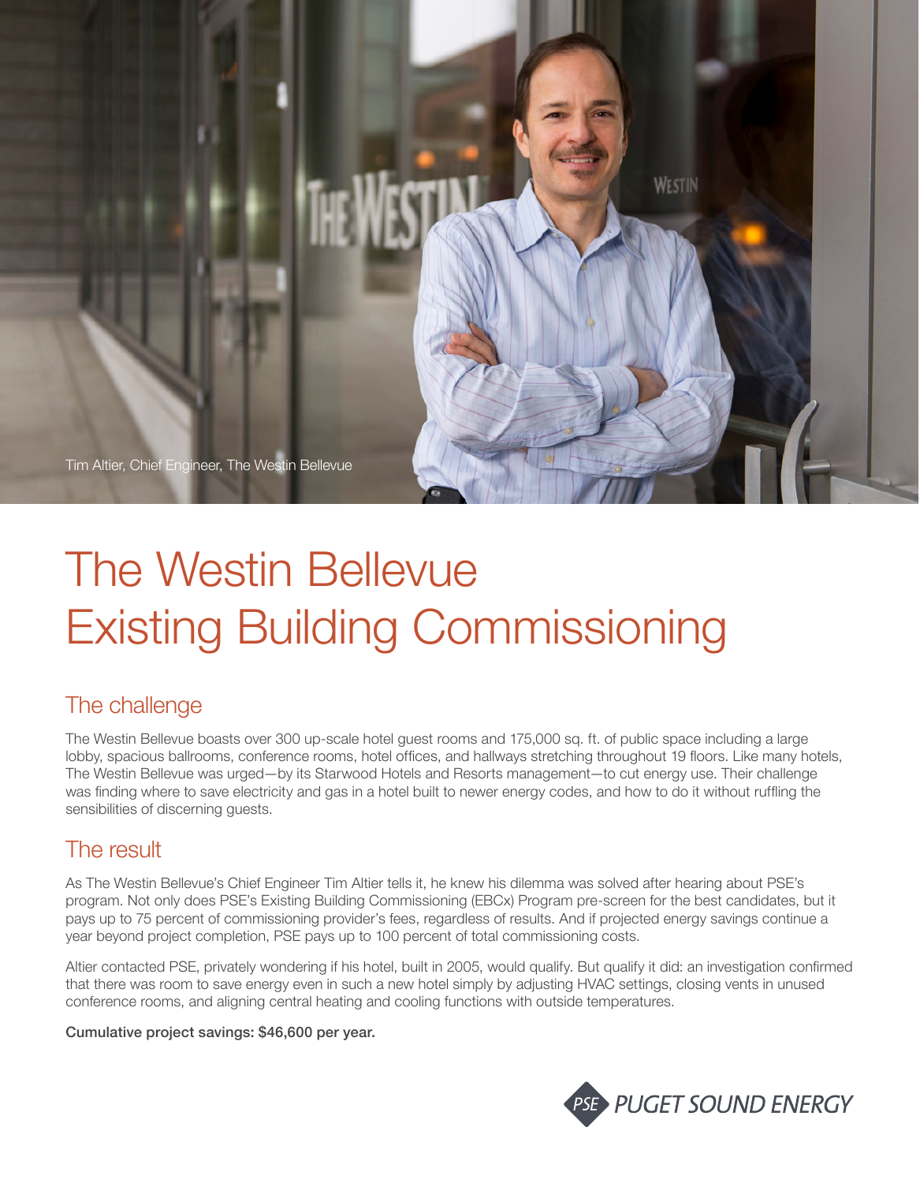Tim Altier, Chief Engineer, The Westin Bellevue

# The Westin Bellevue Existing Building Commissioning

## The challenge

The Westin Bellevue boasts over 300 up-scale hotel guest rooms and 175,000 sq. ft. of public space including a large lobby, spacious ballrooms, conference rooms, hotel offices, and hallways stretching throughout 19 floors. Like many hotels, The Westin Bellevue was urged—by its Starwood Hotels and Resorts management—to cut energy use. Their challenge was finding where to save electricity and gas in a hotel built to newer energy codes, and how to do it without ruffling the sensibilities of discerning guests.

## The result

As The Westin Bellevue's Chief Engineer Tim Altier tells it, he knew his dilemma was solved after hearing about PSE's program. Not only does PSE's Existing Building Commissioning (EBCx) Program pre-screen for the best candidates, but it pays up to 75 percent of commissioning provider's fees, regardless of results. And if projected energy savings continue a year beyond project completion, PSE pays up to 100 percent of total commissioning costs.

Altier contacted PSE, privately wondering if his hotel, built in 2005, would qualify. But qualify it did: an investigation confirmed that there was room to save energy even in such a new hotel simply by adjusting HVAC settings, closing vents in unused conference rooms, and aligning central heating and cooling functions with outside temperatures.

**Cumulative project savings: $46,600 per year.**

PSE PUGET SOUND ENERGY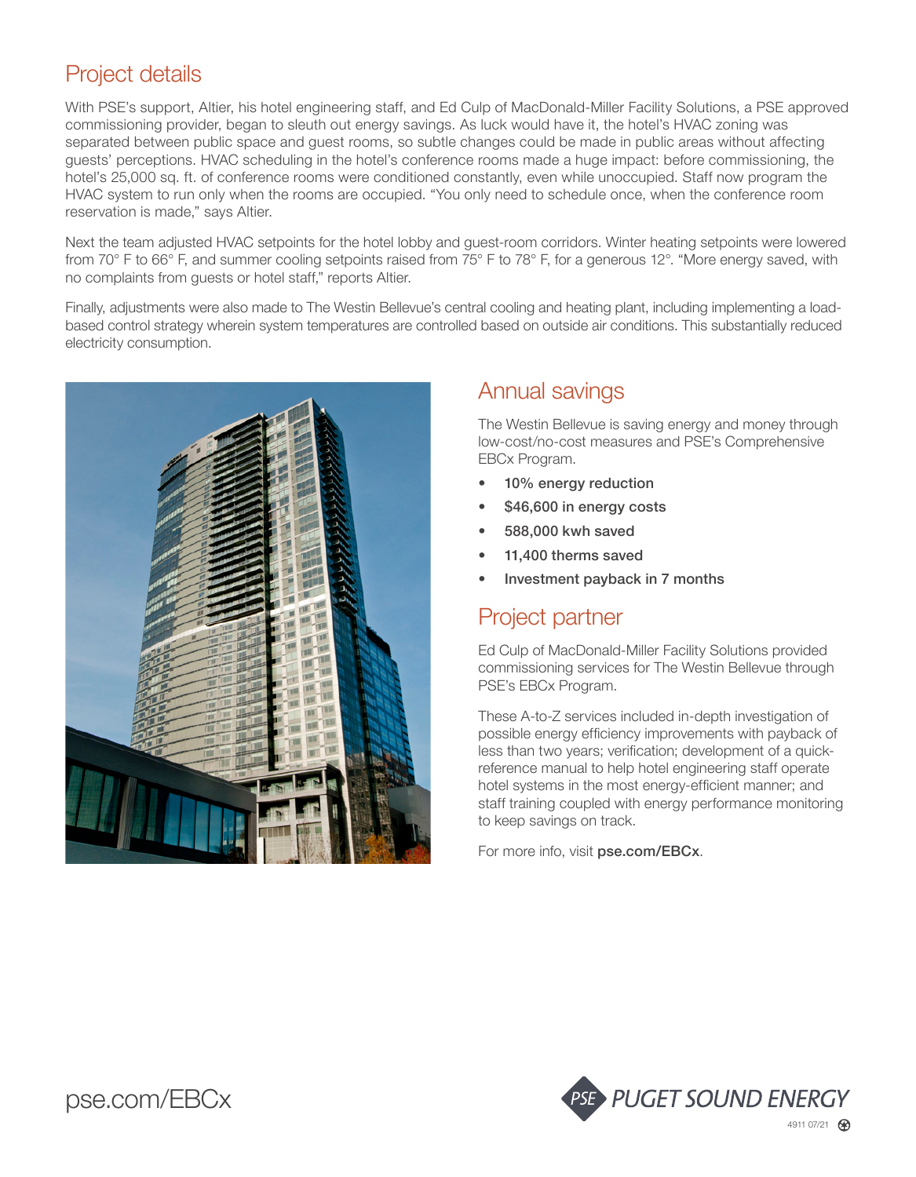## Project details

With PSE's support, Altier, his hotel engineering staff, and Ed Culp of MacDonald-Miller Facility Solutions, a PSE approved commissioning provider, began to sleuth out energy savings. As luck would have it, the hotel's HVAC zoning was separated between public space and guest rooms, so subtle changes could be made in public areas without affecting guests' perceptions. HVAC scheduling in the hotel's conference rooms made a huge impact: before commissioning, the hotel's 25,000 sq. ft. of conference rooms were conditioned constantly, even while unoccupied. Staff now program the HVAC system to run only when the rooms are occupied. "You only need to schedule once, when the conference room reservation is made," says Altier.

Next the team adjusted HVAC setpoints for the hotel lobby and guest-room corridors. Winter heating setpoints were lowered from 70° F to 66° F, and summer cooling setpoints raised from 75° F to 78° F, for a generous 12°. "More energy saved, with no complaints from guests or hotel staff," reports Altier.

Finally, adjustments were also made to The Westin Bellevue's central cooling and heating plant, including implementing a load-based control strategy wherein system temperatures are controlled based on outside air conditions. This substantially reduced electricity consumption.

## Annual savings

The Westin Bellevue is saving energy and money through low-cost/no-cost measures and PSE's Comprehensive EBCx Program.

- **10% energy reduction**
- **$46,600 in energy costs**
- **588,000 kwh saved**
- **11,400 therms saved**
- **Investment payback in 7 months**

## Project partner

Ed Culp of MacDonald-Miller Facility Solutions provided commissioning services for The Westin Bellevue through PSE's EBCx Program.

These A-to-Z services included in-depth investigation of possible energy efficiency improvements with payback of less than two years; verification; development of a quick-reference manual to help hotel engineering staff operate hotel systems in the most energy-efficient manner; and staff training coupled with energy performance monitoring to keep savings on track.

For more info, visit **pse.com/EBCx**.

pse.com/EBCx

PSE PUGET SOUND ENERGY

4911 07/21